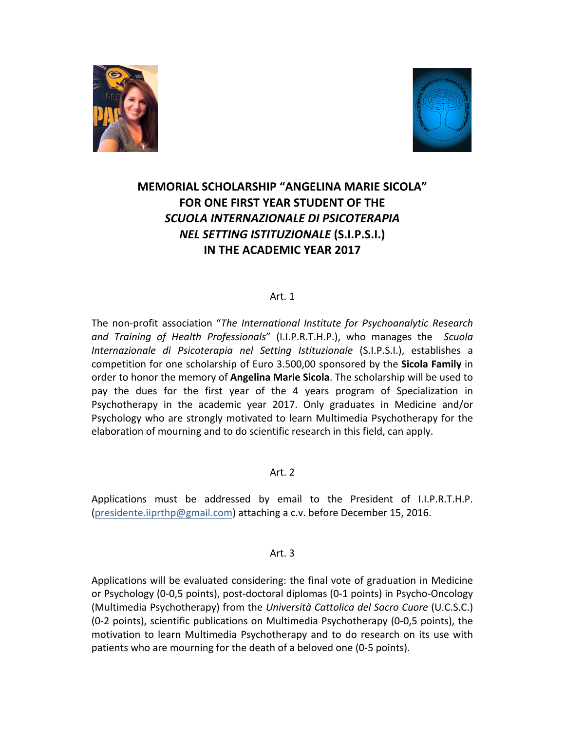# MEMORIAL SCHOLARSHIP "ANGELINA MARIE SICOLA" FOR ONE FIRST YEAR STUDENT OF THE *SCUOLA INTERNAZIONALE DI PSICOTERAPIA NEL SETTING ISTITUZIONALE* (S.I.P.S.I.) IN THE ACADEMIC YEAR 2017

Art. 1

The non-profit association "*The International Institute for Psychoanalytic Research and Training of Health Professionals*" (I.I.P.R.T.H.P.), who manages the *Scuola Internazionale di Psicoterapia nel Setting Istituzionale* (S.I.P.S.I.), establishes a competition for one scholarship of Euro 3.500,00 sponsored by the **Sicola Family** in order to honor the memory of **Angelina Marie Sicola**. The scholarship will be used to pay the dues for the first year of the 4 years program of Specialization in Psychotherapy in the academic year 2017. Only graduates in Medicine and/or Psychology who are strongly motivated to learn Multimedia Psychotherapy for the elaboration of mourning and to do scientific research in this field, can apply.

Art. 2

Applications must be addressed by email to the President of I.I.P.R.T.H.P. (presidente.iiprthp@gmail.com) attaching a c.v. before December 15, 2016.

Art. 3

Applications will be evaluated considering: the final vote of graduation in Medicine or Psychology (0-0,5 points), post-doctoral diplomas (0-1 points) in Psycho-Oncology (Multimedia Psychotherapy) from the *Università Cattolica del Sacro Cuore* (U.C.S.C.) (0-2 points), scientific publications on Multimedia Psychotherapy (0-0,5 points), the motivation to learn Multimedia Psychotherapy and to do research on its use with patients who are mourning for the death of a beloved one (0-5 points).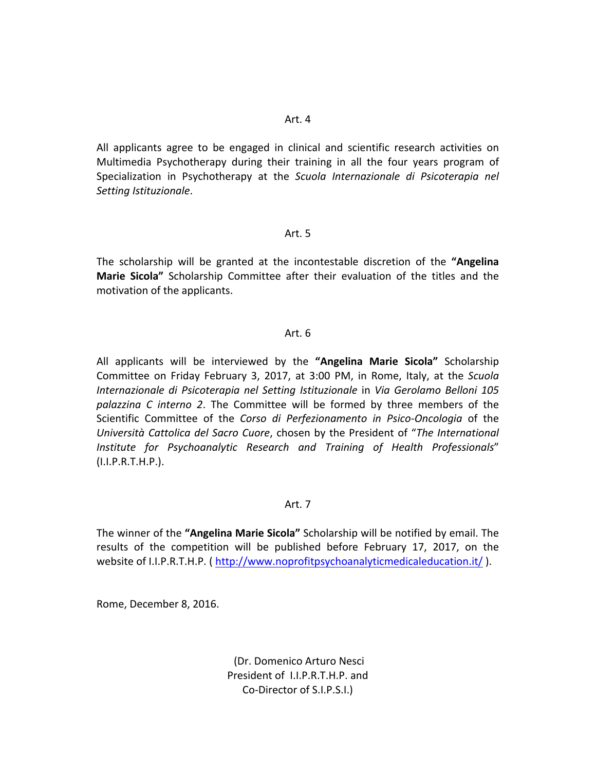Art. 4

All applicants agree to be engaged in clinical and scientific research activities on Multimedia Psychotherapy during their training in all the four years program of Specialization in Psychotherapy at the *Scuola Internazionale di Psicoterapia nel Setting Istituzionale*.

Art. 5

The scholarship will be granted at the incontestable discretion of the **"Angelina Marie Sicola"** Scholarship Committee after their evaluation of the titles and the motivation of the applicants.

Art. 6

All applicants will be interviewed by the **"Angelina Marie Sicola"** Scholarship Committee on Friday February 3, 2017, at 3:00 PM, in Rome, Italy, at the *Scuola Internazionale di Psicoterapia nel Setting Istituzionale* in *Via Gerolamo Belloni 105 palazzina C interno 2*. The Committee will be formed by three members of the Scientific Committee of the *Corso di Perfezionamento in Psico-Oncologia* of the *Università Cattolica del Sacro Cuore*, chosen by the President of "*The International Institute for Psychoanalytic Research and Training of Health Professionals*" (I.I.P.R.T.H.P.).

Art. 7

The winner of the **"Angelina Marie Sicola"** Scholarship will be notified by email. The results of the competition will be published before February 17, 2017, on the website of I.I.P.R.T.H.P. ( http://www.noprofitpsychoanalyticmedicaleducation.it/ ).

Rome, December 8, 2016.

(Dr. Domenico Arturo Nesci
President of I.I.P.R.T.H.P. and
Co-Director of S.I.P.S.I.)